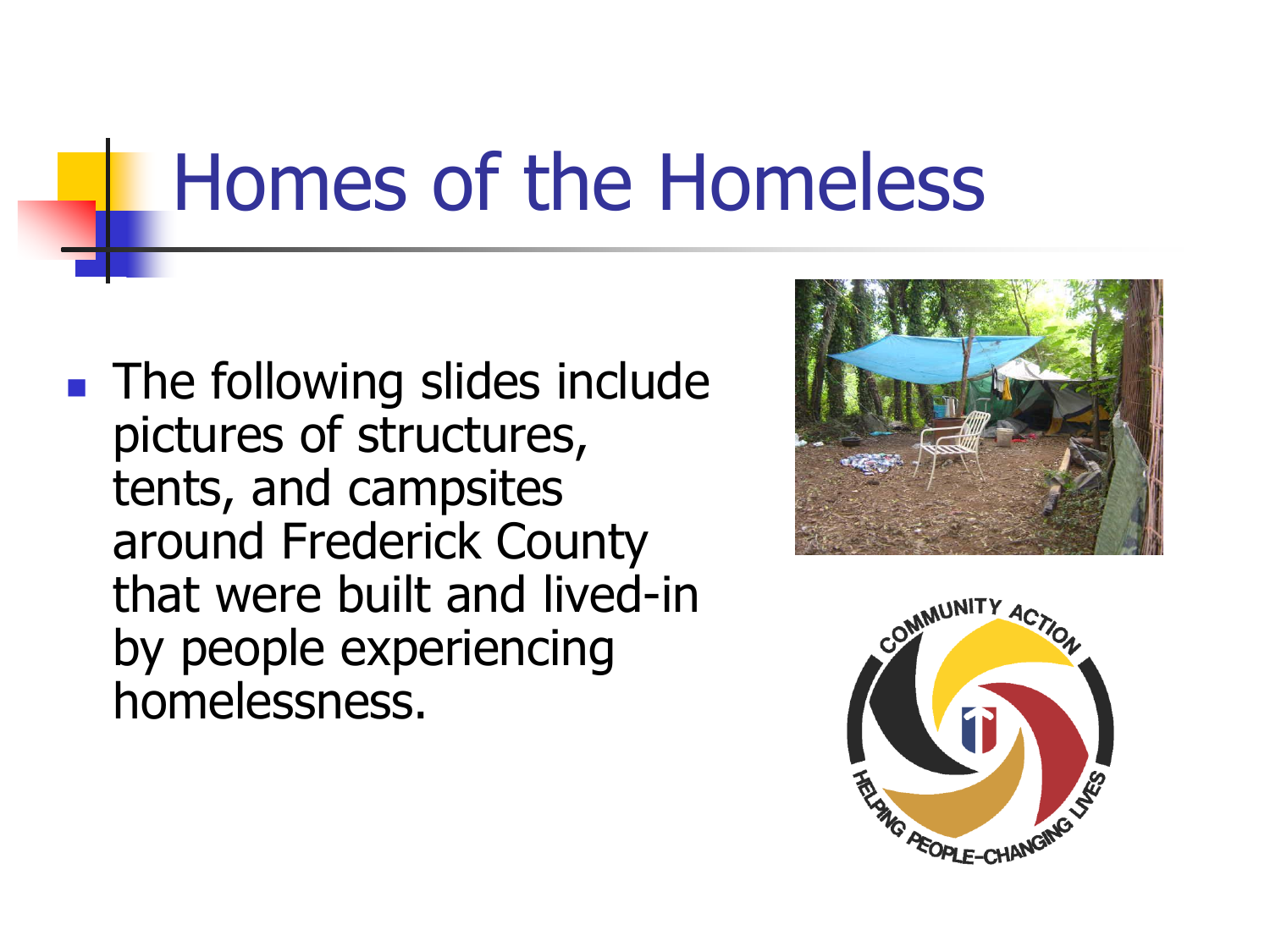# Homes of the Homeless

- The following slides include pictures of structures, tents, and campsites around Frederick County that were built and lived-in by people experiencing homelessness.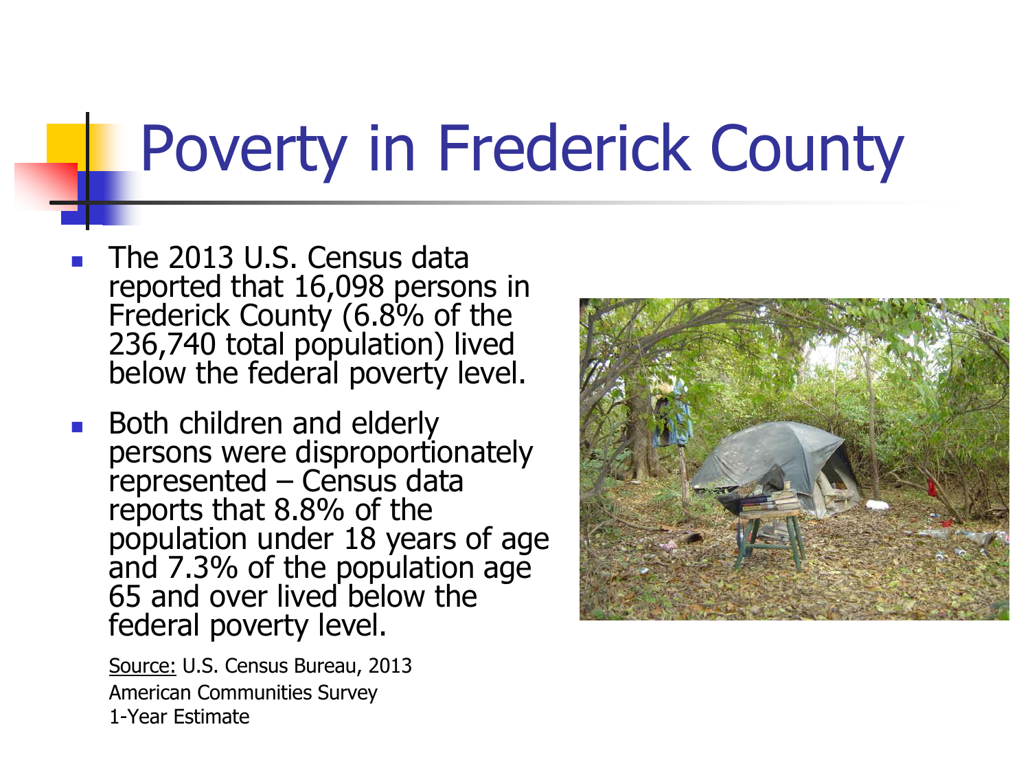# Poverty in Frederick County

- The 2013 U.S. Census data reported that 16,098 persons in Frederick County (6.8% of the 236,740 total population) lived below the federal poverty level.
- Both children and elderly persons were disproportionately represented – Census data reports that 8.8% of the population under 18 years of age and 7.3% of the population age 65 and over lived below the federal poverty level.

Source: U.S. Census Bureau, 2013 American Communities Survey 1-Year Estimate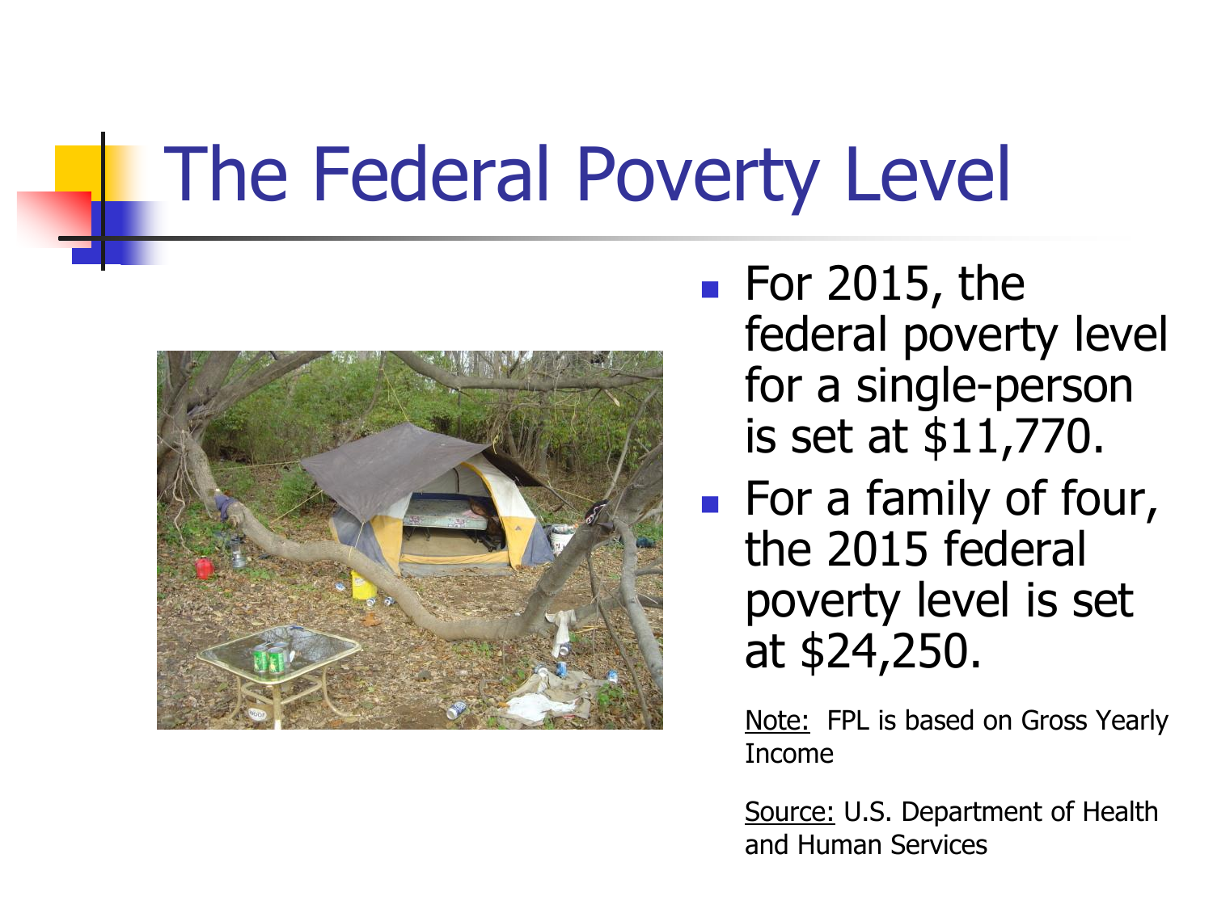# The Federal Poverty Level

- For 2015, the federal poverty level for a single-person is set at $11,770.
- For a family of four, the 2015 federal poverty level is set at $24,250.

Note: FPL is based on Gross Yearly Income

Source: U.S. Department of Health and Human Services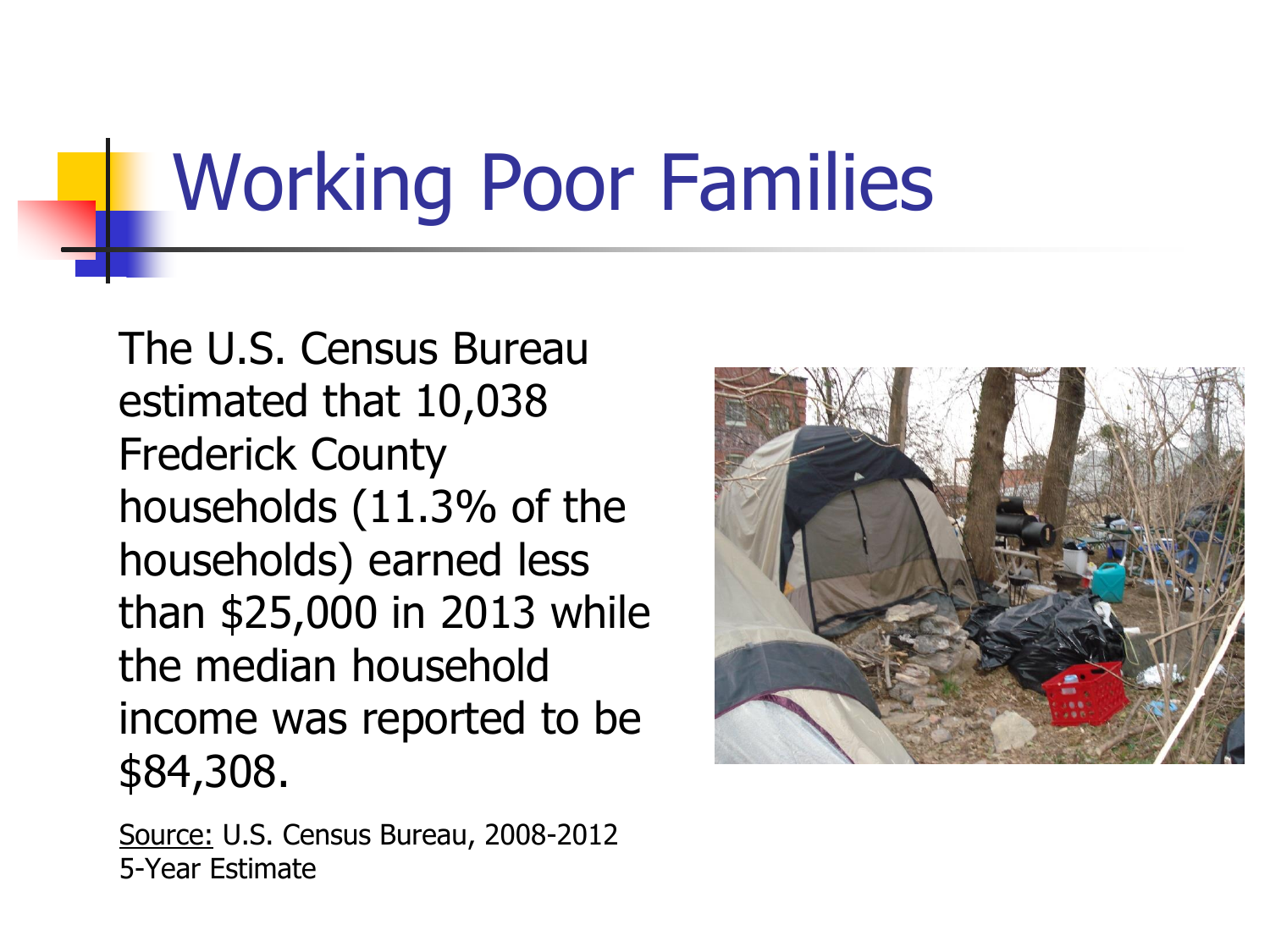# Working Poor Families

The U.S. Census Bureau estimated that 10,038 Frederick County households (11.3% of the households) earned less than $25,000 in 2013 while the median household income was reported to be $84,308.

Source: U.S. Census Bureau, 2008-2012 5-Year Estimate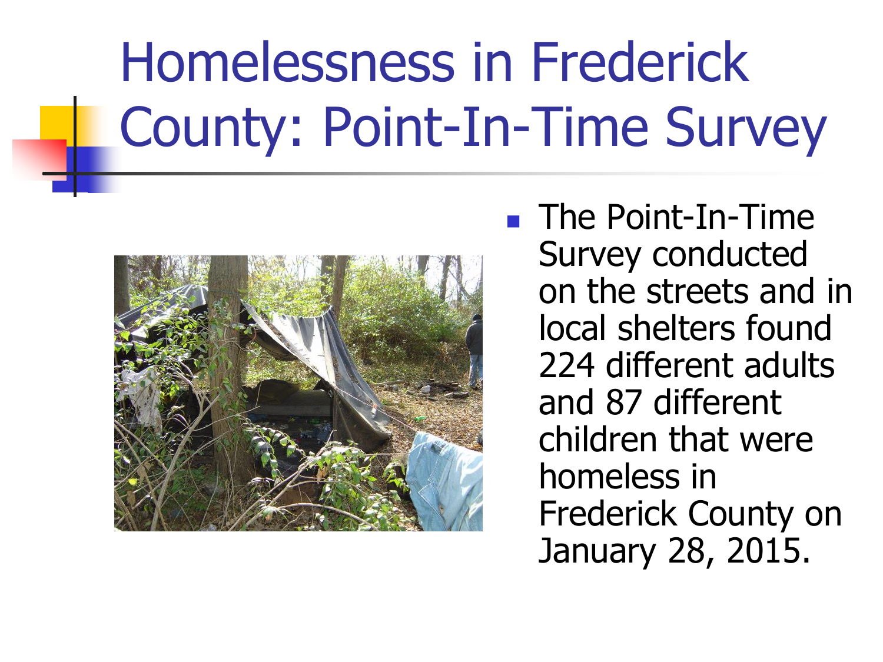# Homelessness in Frederick County: Point-In-Time Survey

- The Point-In-Time Survey conducted on the streets and in local shelters found 224 different adults and 87 different children that were homeless in Frederick County on January 28, 2015.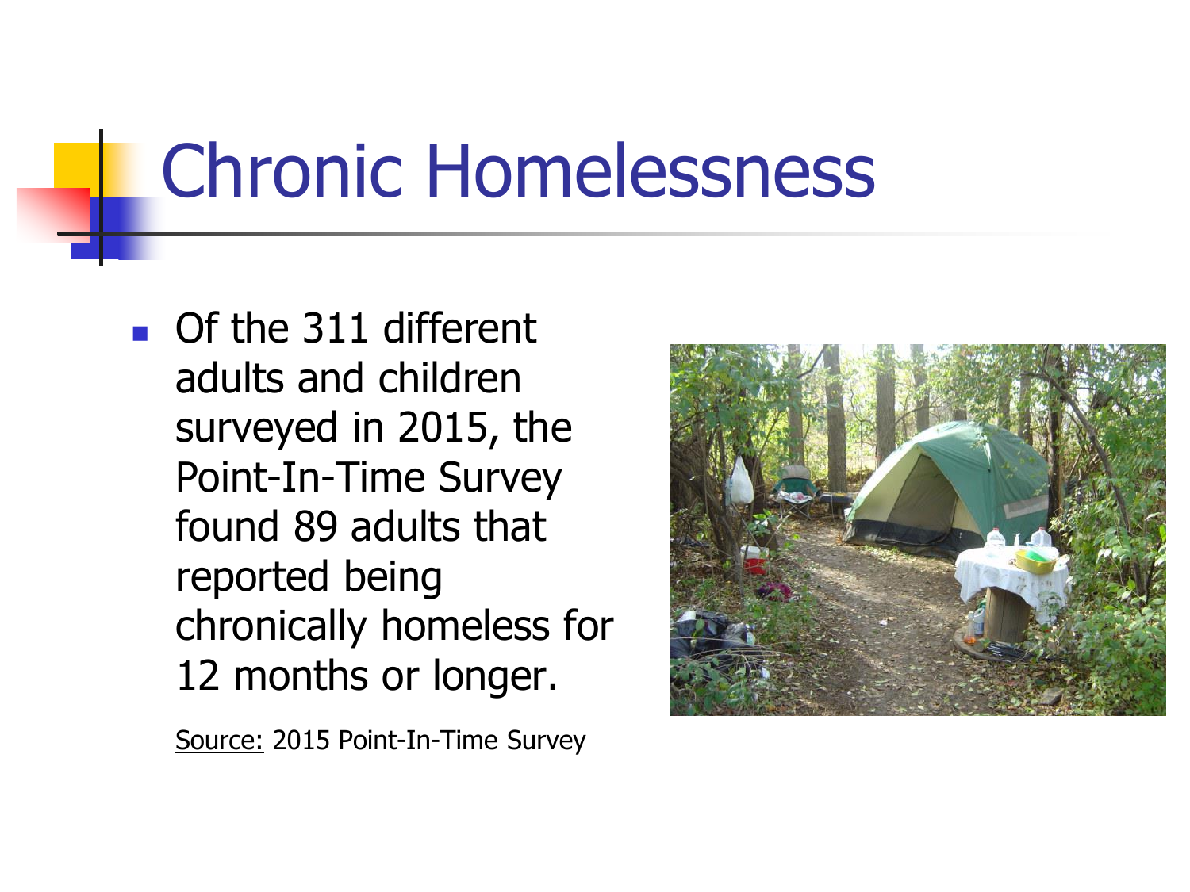# Chronic Homelessness

- Of the 311 different adults and children surveyed in 2015, the Point-In-Time Survey found 89 adults that reported being chronically homeless for 12 months or longer.

Source: 2015 Point-In-Time Survey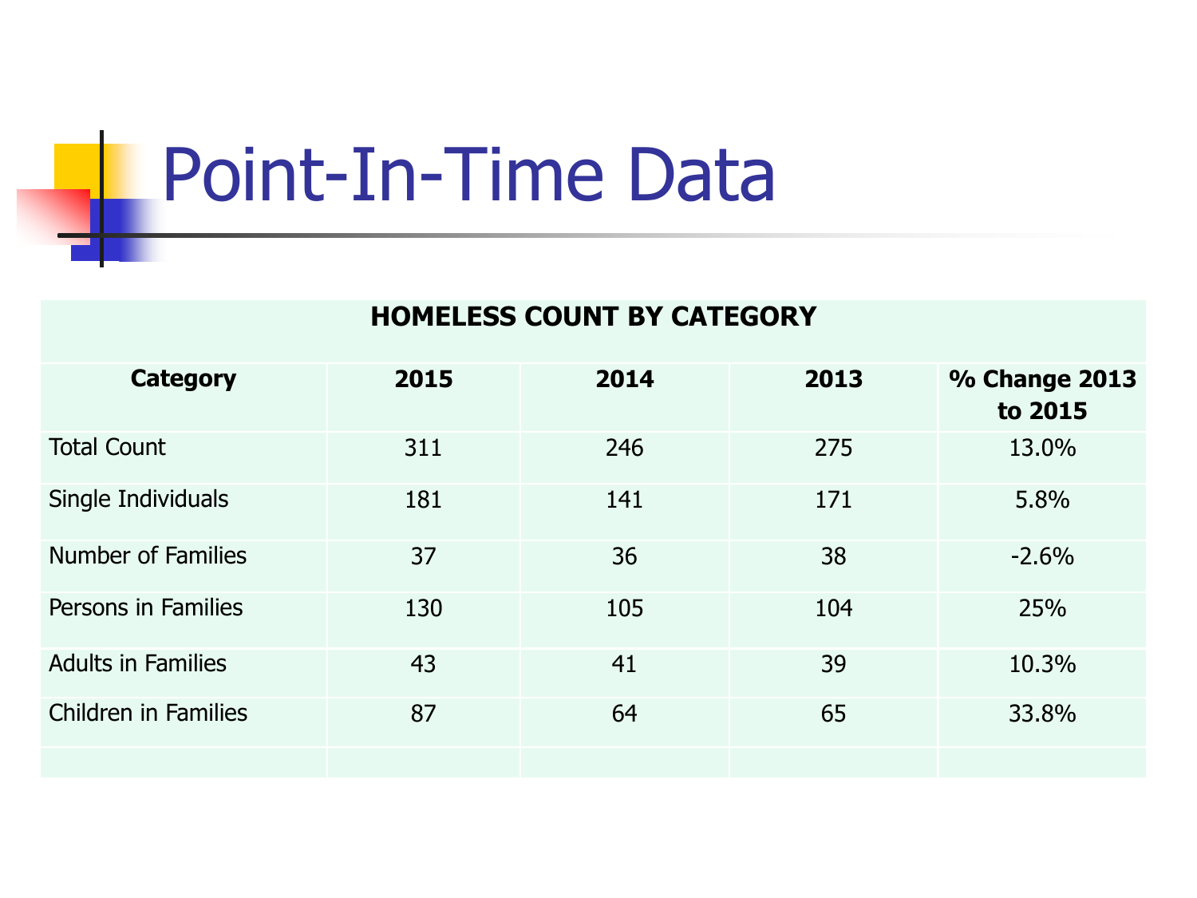# Point-In-Time Data

| HOMELESS COUNT BY CATEGORY | | | | |
|---|---|---|---|---|
| **Category** | **2015** | **2014** | **2013** | **% Change 2013 to 2015** |
| Total Count | 311 | 246 | 275 | 13.0% |
| Single Individuals | 181 | 141 | 171 | 5.8% |
| Number of Families | 37 | 36 | 38 | -2.6% |
| Persons in Families | 130 | 105 | 104 | 25% |
| Adults in Families | 43 | 41 | 39 | 10.3% |
| Children in Families | 87 | 64 | 65 | 33.8% |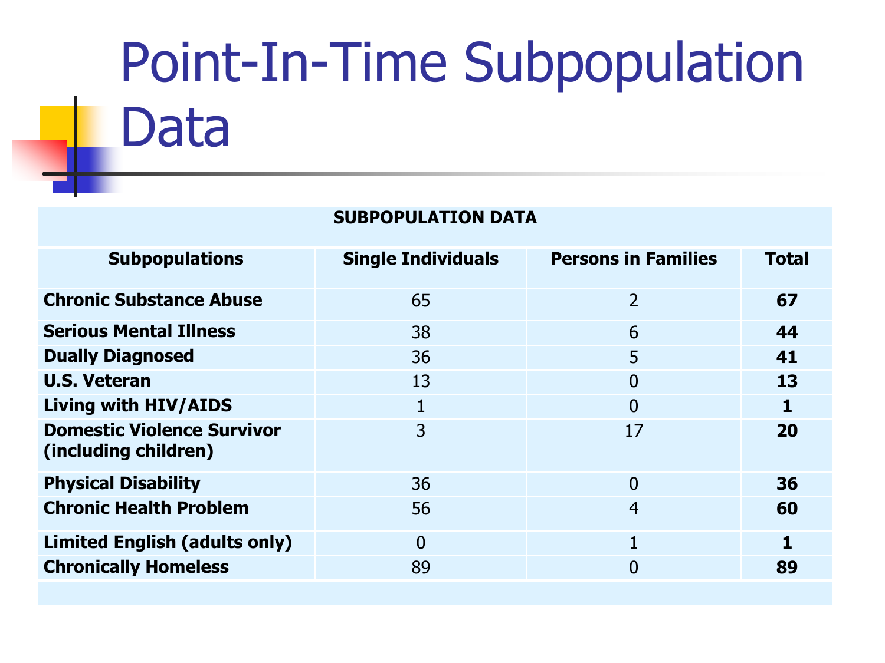# Point-In-Time Subpopulation Data

| SUBPOPULATION DATA | | | |
|---|---|---|---|
| **Subpopulations** | **Single Individuals** | **Persons in Families** | **Total** |
| **Chronic Substance Abuse** | 65 | 2 | **67** |
| **Serious Mental Illness** | 38 | 6 | **44** |
| **Dually Diagnosed** | 36 | 5 | **41** |
| **U.S. Veteran** | 13 | 0 | **13** |
| **Living with HIV/AIDS** | 1 | 0 | **1** |
| **Domestic Violence Survivor (including children)** | 3 | 17 | **20** |
| **Physical Disability** | 36 | 0 | **36** |
| **Chronic Health Problem** | 56 | 4 | **60** |
| **Limited English (adults only)** | 0 | 1 | **1** |
| **Chronically Homeless** | 89 | 0 | **89** |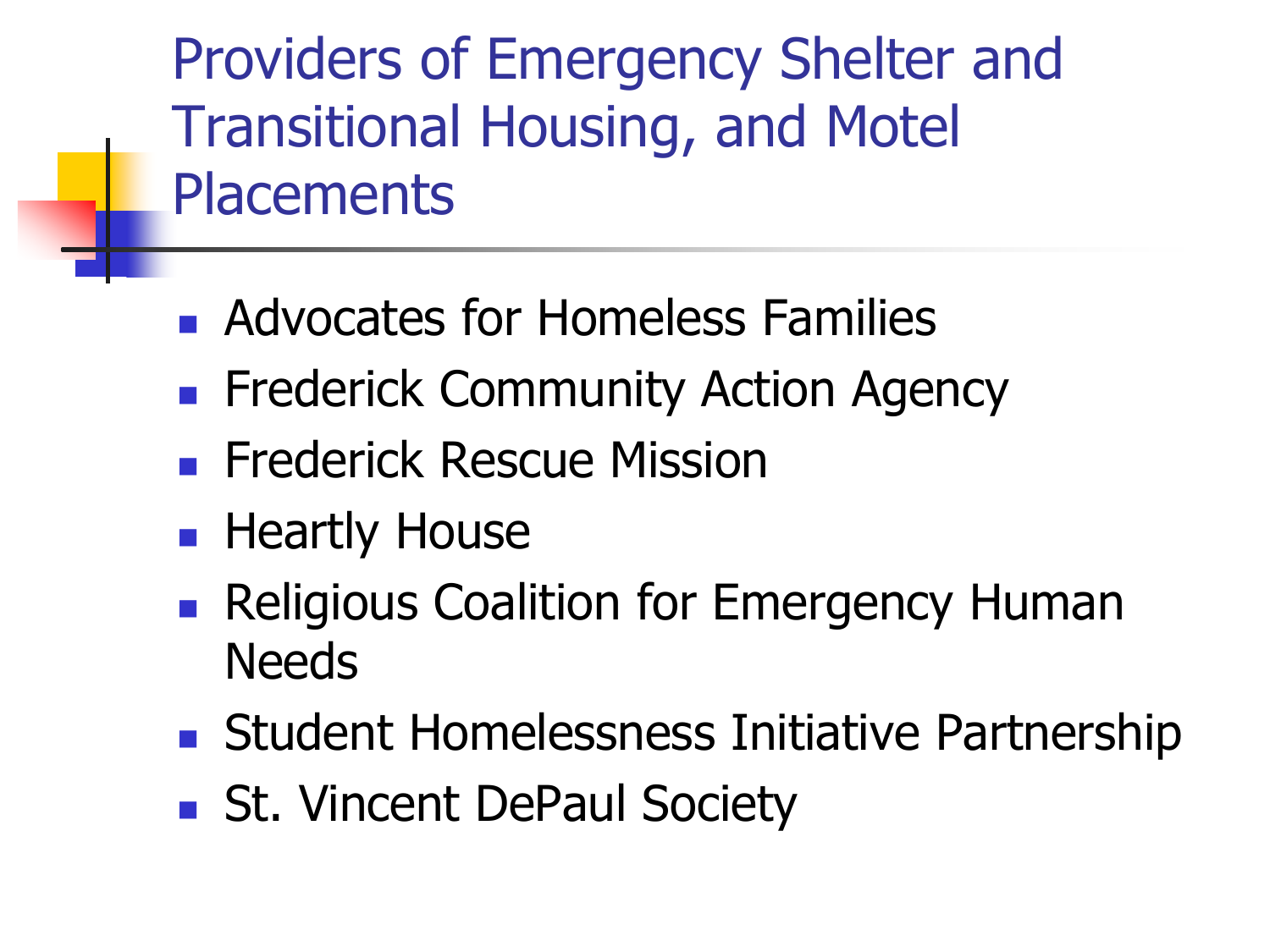# Providers of Emergency Shelter and Transitional Housing, and Motel Placements

- Advocates for Homeless Families
- Frederick Community Action Agency
- Frederick Rescue Mission
- Heartly House
- Religious Coalition for Emergency Human Needs
- Student Homelessness Initiative Partnership
- St. Vincent DePaul Society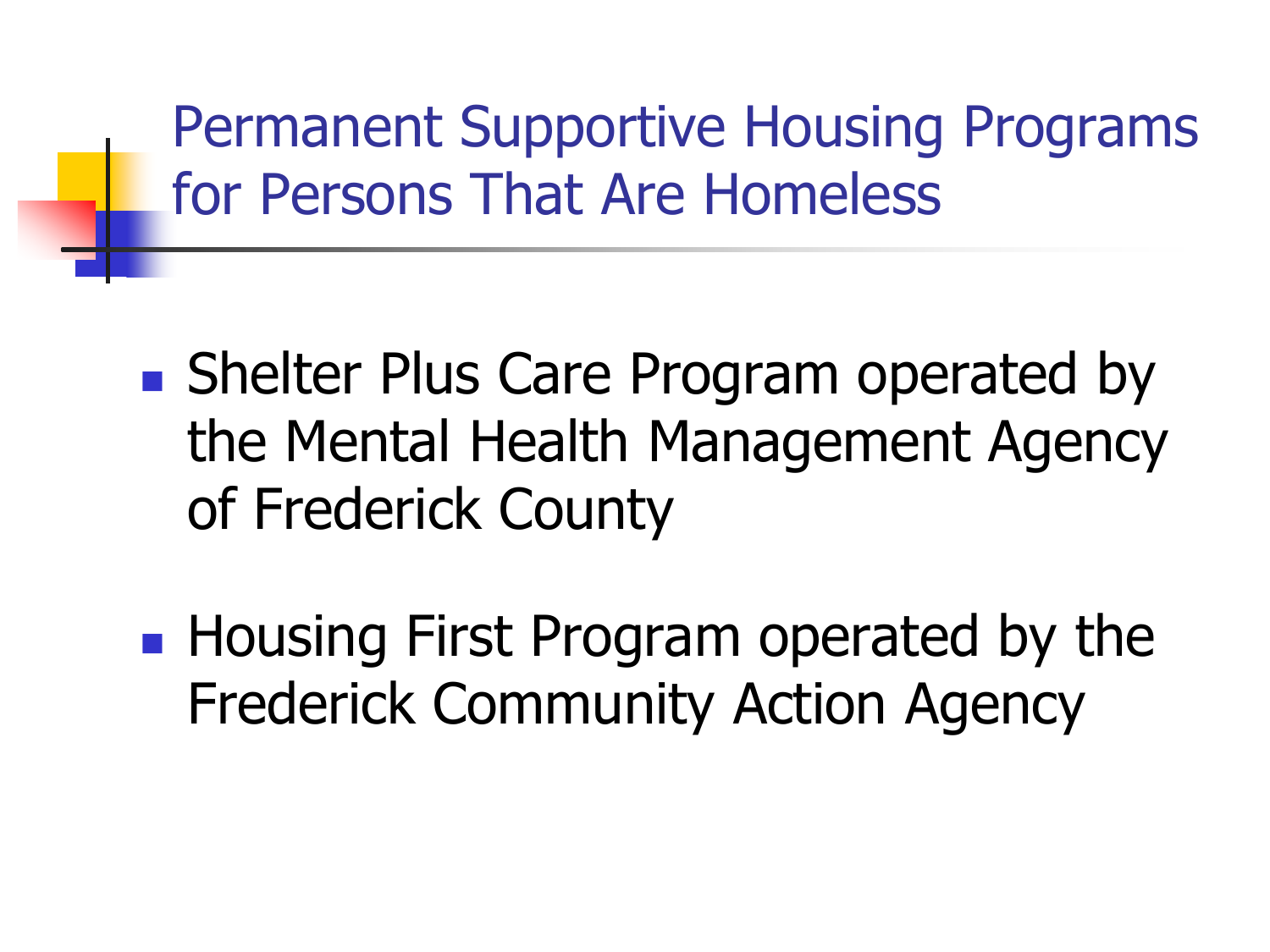# Permanent Supportive Housing Programs for Persons That Are Homeless

- Shelter Plus Care Program operated by the Mental Health Management Agency of Frederick County
- Housing First Program operated by the Frederick Community Action Agency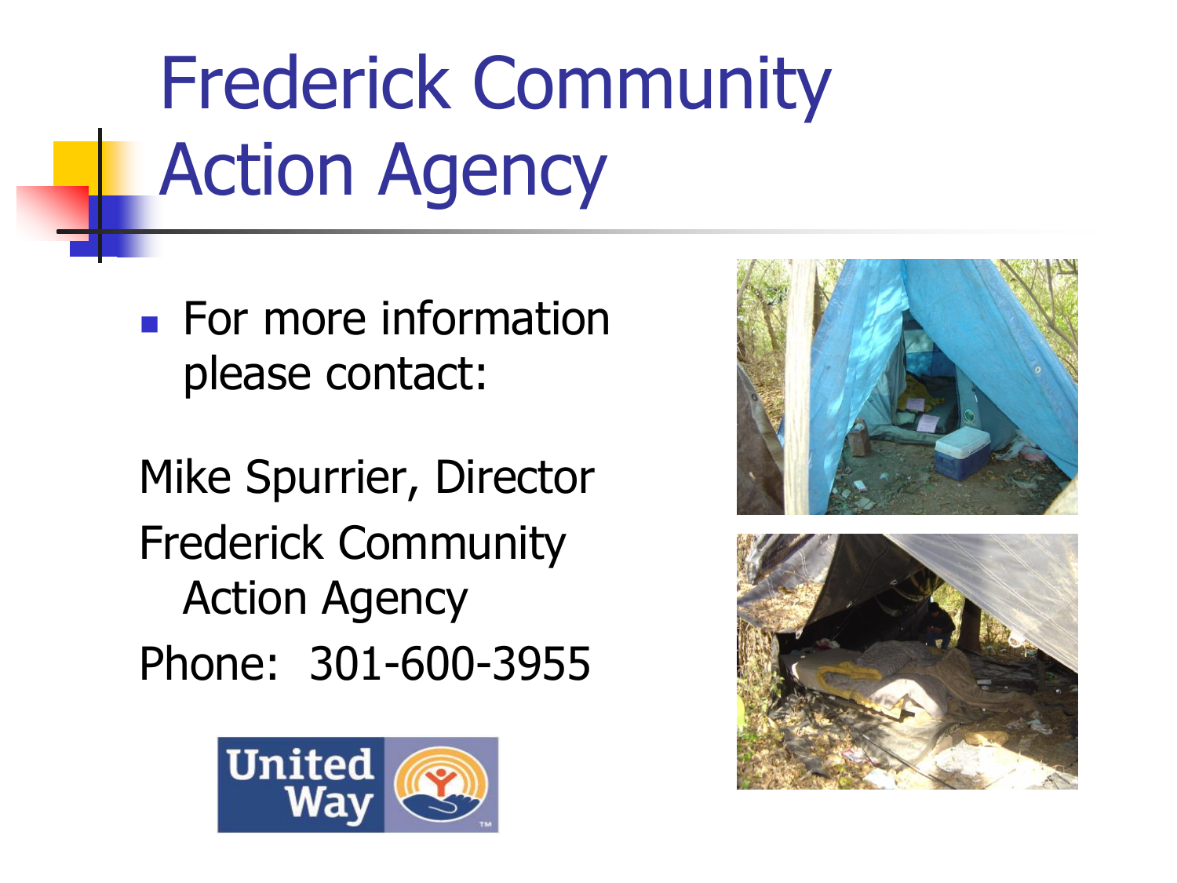# Frederick Community Action Agency

- For more information please contact:

Mike Spurrier, Director

Frederick Community Action Agency

Phone: 301-600-3955